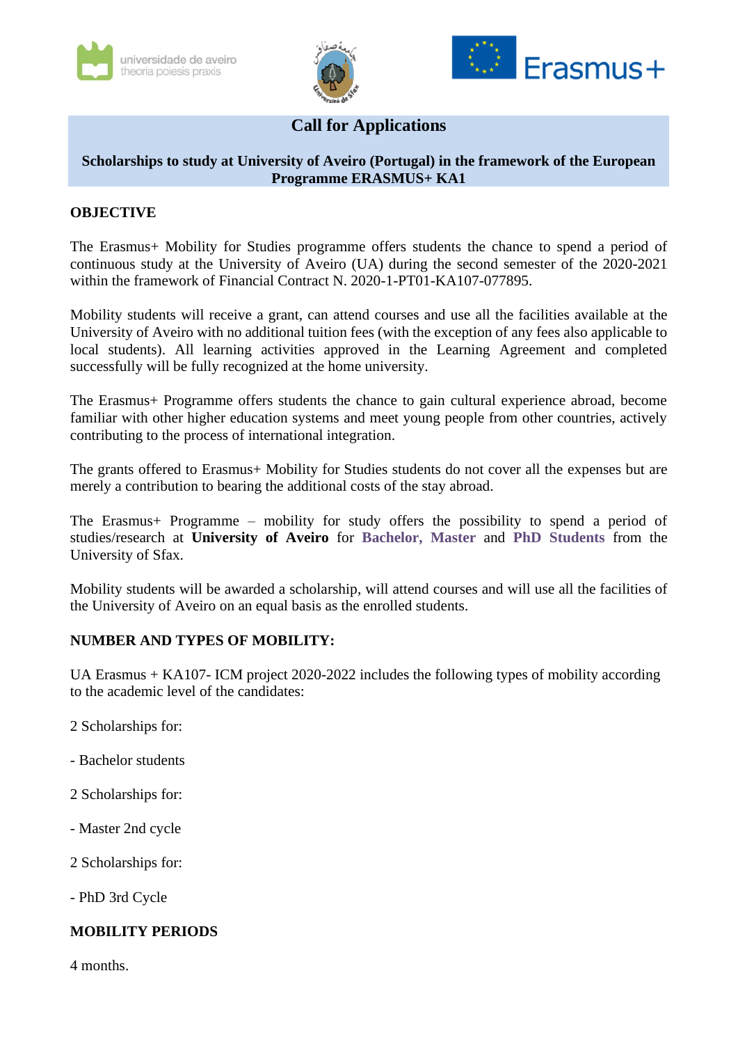# Call for Applications

## Scholarships to study at University of Aveiro (Portugal) in the framework of the European Programme ERASMUS+ KA1

**OBJECTIVE**

The Erasmus+ Mobility for Studies programme offers students the chance to spend a period of continuous study at the University of Aveiro (UA) during the second semester of the 2020-2021 within the framework of Financial Contract N. 2020-1-PT01-KA107-077895.

Mobility students will receive a grant, can attend courses and use all the facilities available at the University of Aveiro with no additional tuition fees (with the exception of any fees also applicable to local students). All learning activities approved in the Learning Agreement and completed successfully will be fully recognized at the home university.

The Erasmus+ Programme offers students the chance to gain cultural experience abroad, become familiar with other higher education systems and meet young people from other countries, actively contributing to the process of international integration.

The grants offered to Erasmus+ Mobility for Studies students do not cover all the expenses but are merely a contribution to bearing the additional costs of the stay abroad.

The Erasmus+ Programme – mobility for study offers the possibility to spend a period of studies/research at **University of Aveiro** for **Bachelor, Master** and **PhD Students** from the University of Sfax.

Mobility students will be awarded a scholarship, will attend courses and will use all the facilities of the University of Aveiro on an equal basis as the enrolled students.

**NUMBER AND TYPES OF MOBILITY:**

UA Erasmus + KA107- ICM project 2020-2022 includes the following types of mobility according to the academic level of the candidates:

2 Scholarships for:

- Bachelor students

2 Scholarships for:

- Master 2nd cycle

2 Scholarships for:

- PhD 3rd Cycle

**MOBILITY PERIODS**

4 months.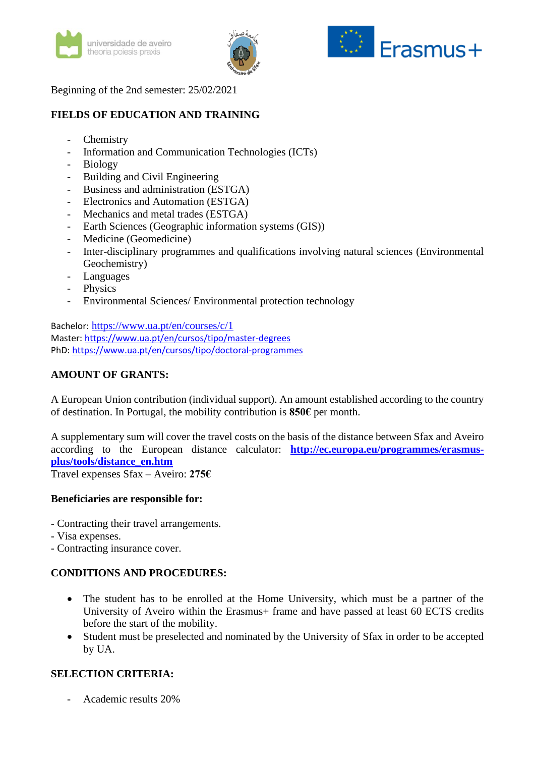Beginning of the 2nd semester: 25/02/2021

## FIELDS OF EDUCATION AND TRAINING

- Chemistry
- Information and Communication Technologies (ICTs)
- Biology
- Building and Civil Engineering
- Business and administration (ESTGA)
- Electronics and Automation (ESTGA)
- Mechanics and metal trades (ESTGA)
- Earth Sciences (Geographic information systems (GIS))
- Medicine (Geomedicine)
- Inter-disciplinary programmes and qualifications involving natural sciences (Environmental Geochemistry)
- Languages
- Physics
- Environmental Sciences/ Environmental protection technology

Bachelor: https://www.ua.pt/en/courses/c/1
Master: https://www.ua.pt/en/cursos/tipo/master-degrees
PhD: https://www.ua.pt/en/cursos/tipo/doctoral-programmes

## AMOUNT OF GRANTS:

A European Union contribution (individual support). An amount established according to the country of destination. In Portugal, the mobility contribution is **850€** per month.

A supplementary sum will cover the travel costs on the basis of the distance between Sfax and Aveiro according to the European distance calculator: **http://ec.europa.eu/programmes/erasmus-plus/tools/distance_en.htm**
Travel expenses Sfax – Aveiro: **275€**

**Beneficiaries are responsible for:**

- Contracting their travel arrangements.
- Visa expenses.
- Contracting insurance cover.

## CONDITIONS AND PROCEDURES:

- The student has to be enrolled at the Home University, which must be a partner of the University of Aveiro within the Erasmus+ frame and have passed at least 60 ECTS credits before the start of the mobility.
- Student must be preselected and nominated by the University of Sfax in order to be accepted by UA.

## SELECTION CRITERIA:

- Academic results 20%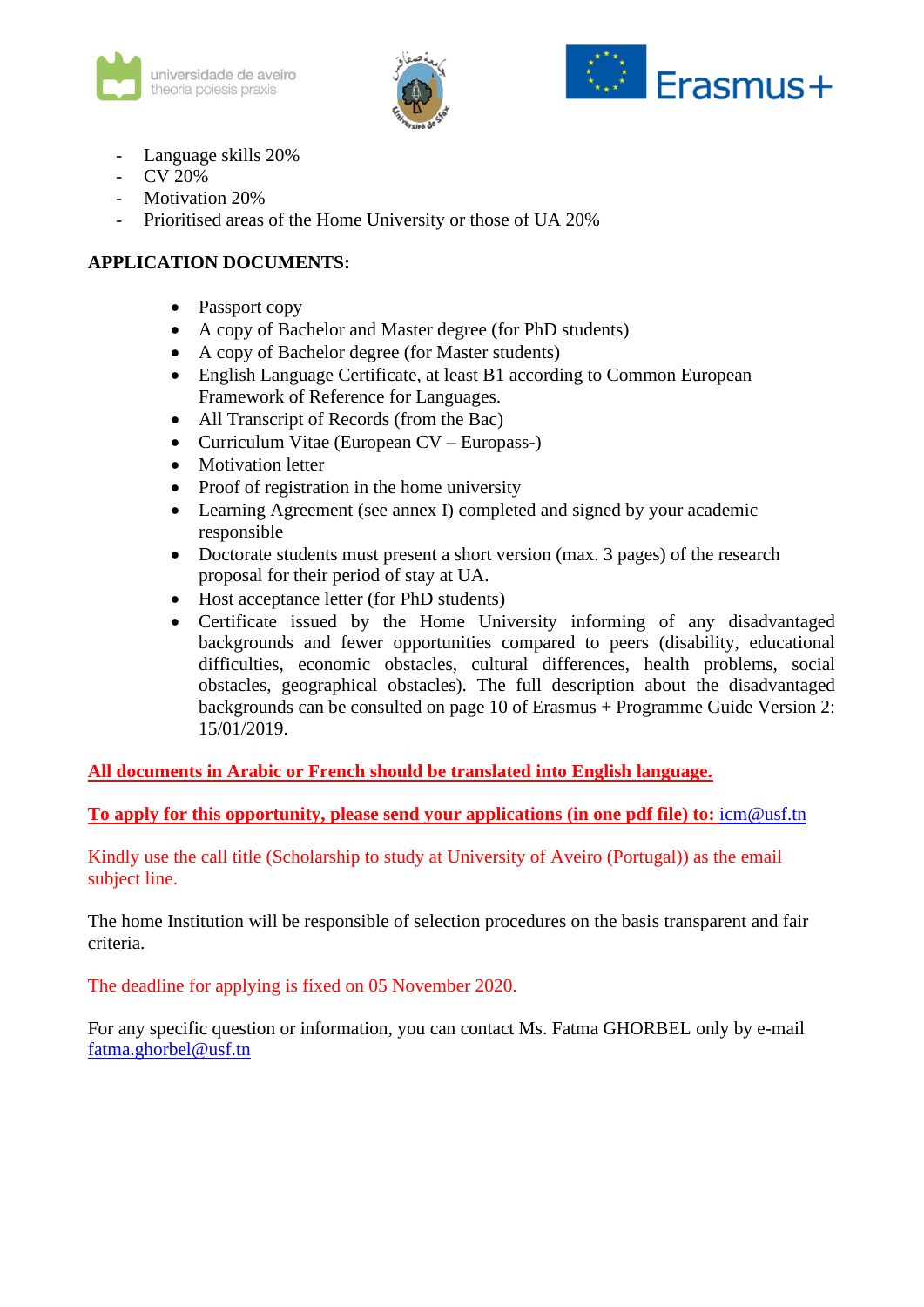- Language skills 20%
- CV 20%
- Motivation 20%
- Prioritised areas of the Home University or those of UA 20%

**APPLICATION DOCUMENTS:**

- Passport copy
- A copy of Bachelor and Master degree (for PhD students)
- A copy of Bachelor degree (for Master students)
- English Language Certificate, at least B1 according to Common European Framework of Reference for Languages.
- All Transcript of Records (from the Bac)
- Curriculum Vitae (European CV – Europass-)
- Motivation letter
- Proof of registration in the home university
- Learning Agreement (see annex I) completed and signed by your academic responsible
- Doctorate students must present a short version (max. 3 pages) of the research proposal for their period of stay at UA.
- Host acceptance letter (for PhD students)
- Certificate issued by the Home University informing of any disadvantaged backgrounds and fewer opportunities compared to peers (disability, educational difficulties, economic obstacles, cultural differences, health problems, social obstacles, geographical obstacles). The full description about the disadvantaged backgrounds can be consulted on page 10 of Erasmus + Programme Guide Version 2: 15/01/2019.

**All documents in Arabic or French should be translated into English language.**

**To apply for this opportunity, please send your applications (in one pdf file) to:** icm@usf.tn

Kindly use the call title (Scholarship to study at University of Aveiro (Portugal)) as the email subject line.

The home Institution will be responsible of selection procedures on the basis transparent and fair criteria.

The deadline for applying is fixed on 05 November 2020.

For any specific question or information, you can contact Ms. Fatma GHORBEL only by e-mail fatma.ghorbel@usf.tn